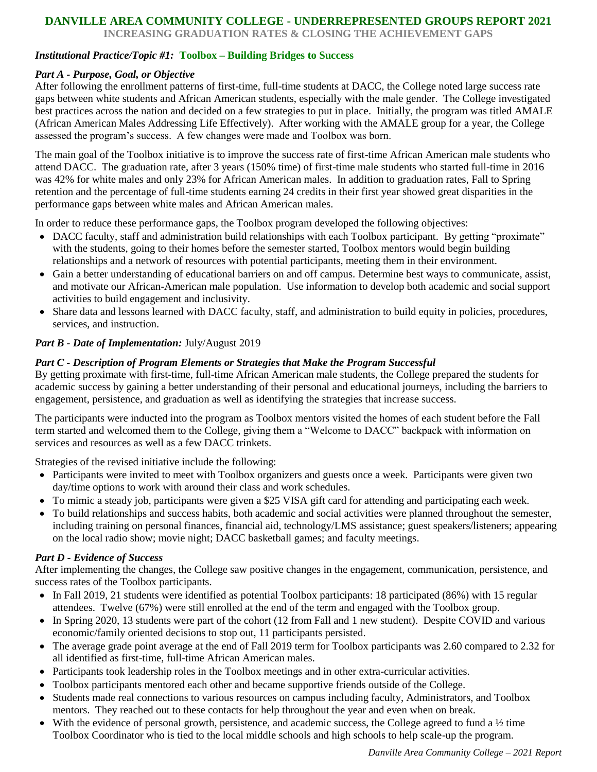# DANVILLE AREA COMMUNITY COLLEGE - UNDERREPRESENTED GROUPS REPORT 2021

**INCREASING GRADUATION RATES & CLOSING THE ACHIEVEMENT GAPS**

### *Institutional Practice/Topic #1:* Toolbox – Building Bridges to Success

#### *Part A - Purpose, Goal, or Objective*

After following the enrollment patterns of first-time, full-time students at DACC, the College noted large success rate gaps between white students and African American students, especially with the male gender. The College investigated best practices across the nation and decided on a few strategies to put in place. Initially, the program was titled AMALE (African American Males Addressing Life Effectively). After working with the AMALE group for a year, the College assessed the program's success. A few changes were made and Toolbox was born.

The main goal of the Toolbox initiative is to improve the success rate of first-time African American male students who attend DACC. The graduation rate, after 3 years (150% time) of first-time male students who started full-time in 2016 was 42% for white males and only 23% for African American males. In addition to graduation rates, Fall to Spring retention and the percentage of full-time students earning 24 credits in their first year showed great disparities in the performance gaps between white males and African American males.

In order to reduce these performance gaps, the Toolbox program developed the following objectives:

- DACC faculty, staff and administration build relationships with each Toolbox participant. By getting "proximate" with the students, going to their homes before the semester started, Toolbox mentors would begin building relationships and a network of resources with potential participants, meeting them in their environment.
- Gain a better understanding of educational barriers on and off campus. Determine best ways to communicate, assist, and motivate our African-American male population. Use information to develop both academic and social support activities to build engagement and inclusivity.
- Share data and lessons learned with DACC faculty, staff, and administration to build equity in policies, procedures, services, and instruction.

#### *Part B - Date of Implementation:* July/August 2019

#### *Part C - Description of Program Elements or Strategies that Make the Program Successful*

By getting proximate with first-time, full-time African American male students, the College prepared the students for academic success by gaining a better understanding of their personal and educational journeys, including the barriers to engagement, persistence, and graduation as well as identifying the strategies that increase success.

The participants were inducted into the program as Toolbox mentors visited the homes of each student before the Fall term started and welcomed them to the College, giving them a "Welcome to DACC" backpack with information on services and resources as well as a few DACC trinkets.

Strategies of the revised initiative include the following:

- Participants were invited to meet with Toolbox organizers and guests once a week. Participants were given two day/time options to work with around their class and work schedules.
- To mimic a steady job, participants were given a $25 VISA gift card for attending and participating each week.
- To build relationships and success habits, both academic and social activities were planned throughout the semester, including training on personal finances, financial aid, technology/LMS assistance; guest speakers/listeners; appearing on the local radio show; movie night; DACC basketball games; and faculty meetings.

#### *Part D - Evidence of Success*

After implementing the changes, the College saw positive changes in the engagement, communication, persistence, and success rates of the Toolbox participants.

- In Fall 2019, 21 students were identified as potential Toolbox participants: 18 participated (86%) with 15 regular attendees. Twelve (67%) were still enrolled at the end of the term and engaged with the Toolbox group.
- In Spring 2020, 13 students were part of the cohort (12 from Fall and 1 new student). Despite COVID and various economic/family oriented decisions to stop out, 11 participants persisted.
- The average grade point average at the end of Fall 2019 term for Toolbox participants was 2.60 compared to 2.32 for all identified as first-time, full-time African American males.
- Participants took leadership roles in the Toolbox meetings and in other extra-curricular activities.
- Toolbox participants mentored each other and became supportive friends outside of the College.
- Students made real connections to various resources on campus including faculty, Administrators, and Toolbox mentors. They reached out to these contacts for help throughout the year and even when on break.
- With the evidence of personal growth, persistence, and academic success, the College agreed to fund a ½ time Toolbox Coordinator who is tied to the local middle schools and high schools to help scale-up the program.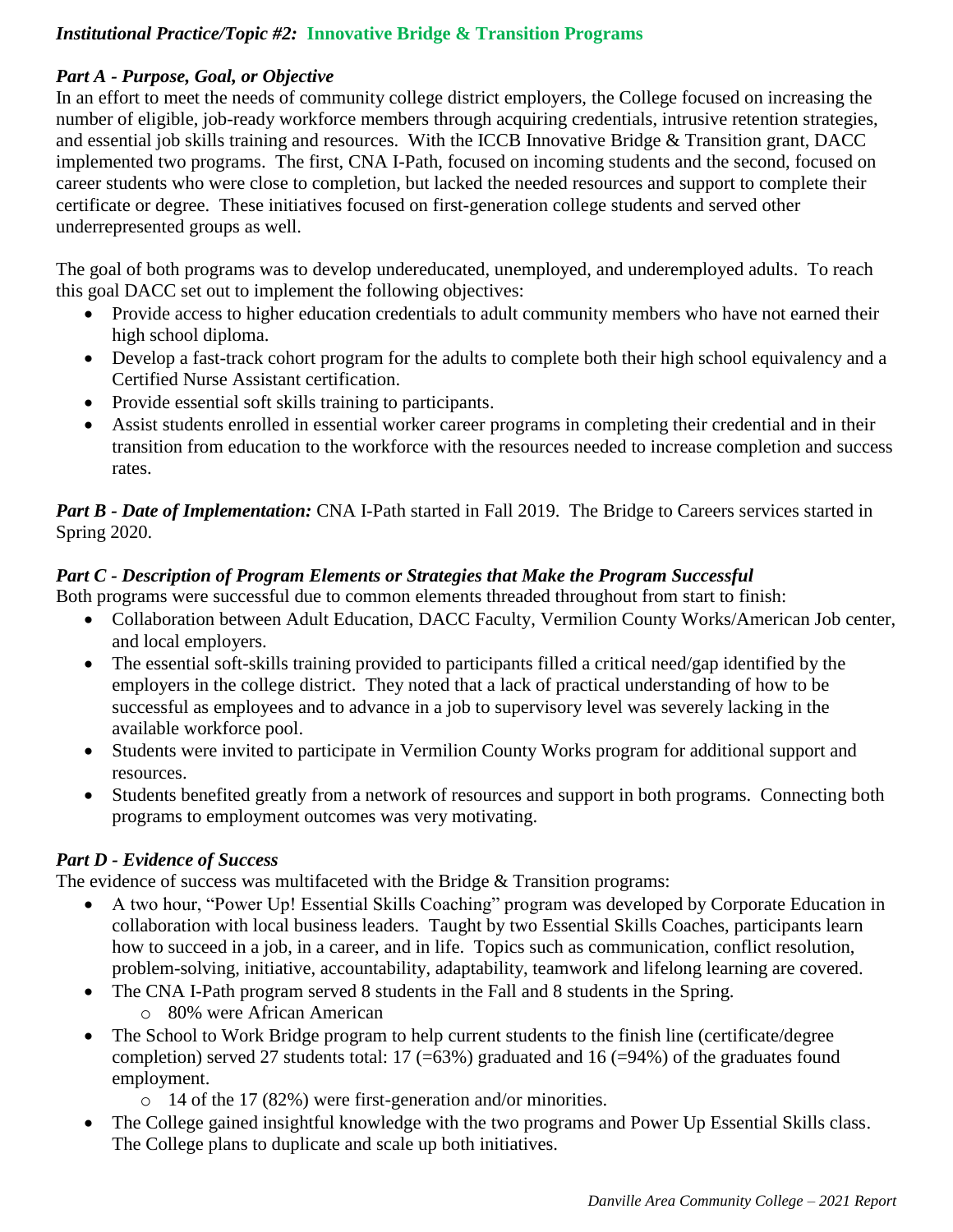***Institutional Practice/Topic #2:* Innovative Bridge & Transition Programs**

***Part A - Purpose, Goal, or Objective***

In an effort to meet the needs of community college district employers, the College focused on increasing the number of eligible, job-ready workforce members through acquiring credentials, intrusive retention strategies, and essential job skills training and resources. With the ICCB Innovative Bridge & Transition grant, DACC implemented two programs. The first, CNA I-Path, focused on incoming students and the second, focused on career students who were close to completion, but lacked the needed resources and support to complete their certificate or degree. These initiatives focused on first-generation college students and served other underrepresented groups as well.

The goal of both programs was to develop undereducated, unemployed, and underemployed adults. To reach this goal DACC set out to implement the following objectives:

- Provide access to higher education credentials to adult community members who have not earned their high school diploma.
- Develop a fast-track cohort program for the adults to complete both their high school equivalency and a Certified Nurse Assistant certification.
- Provide essential soft skills training to participants.
- Assist students enrolled in essential worker career programs in completing their credential and in their transition from education to the workforce with the resources needed to increase completion and success rates.

***Part B - Date of Implementation:*** CNA I-Path started in Fall 2019. The Bridge to Careers services started in Spring 2020.

***Part C - Description of Program Elements or Strategies that Make the Program Successful***

Both programs were successful due to common elements threaded throughout from start to finish:

- Collaboration between Adult Education, DACC Faculty, Vermilion County Works/American Job center, and local employers.
- The essential soft-skills training provided to participants filled a critical need/gap identified by the employers in the college district. They noted that a lack of practical understanding of how to be successful as employees and to advance in a job to supervisory level was severely lacking in the available workforce pool.
- Students were invited to participate in Vermilion County Works program for additional support and resources.
- Students benefited greatly from a network of resources and support in both programs. Connecting both programs to employment outcomes was very motivating.

***Part D - Evidence of Success***

The evidence of success was multifaceted with the Bridge & Transition programs:

- A two hour, "Power Up! Essential Skills Coaching" program was developed by Corporate Education in collaboration with local business leaders. Taught by two Essential Skills Coaches, participants learn how to succeed in a job, in a career, and in life. Topics such as communication, conflict resolution, problem-solving, initiative, accountability, adaptability, teamwork and lifelong learning are covered.
- The CNA I-Path program served 8 students in the Fall and 8 students in the Spring.
  - 80% were African American
- The School to Work Bridge program to help current students to the finish line (certificate/degree completion) served 27 students total: 17 (=63%) graduated and 16 (=94%) of the graduates found employment.
  - 14 of the 17 (82%) were first-generation and/or minorities.
- The College gained insightful knowledge with the two programs and Power Up Essential Skills class. The College plans to duplicate and scale up both initiatives.